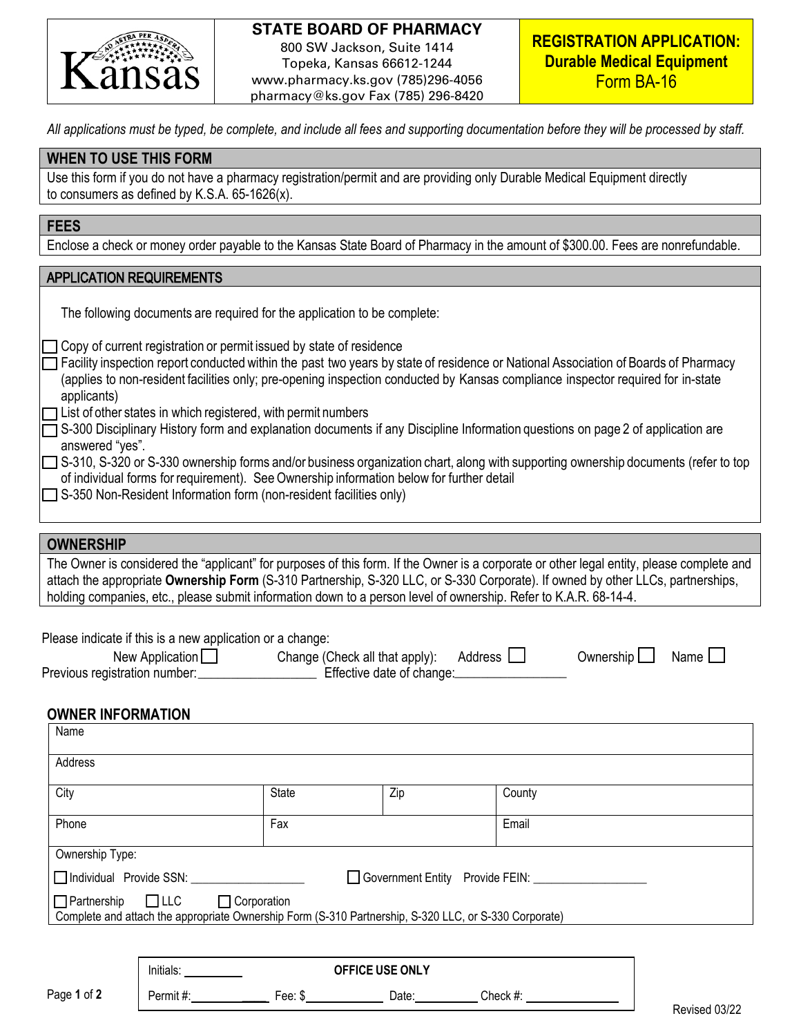**STATE BOARD OF PHARMACY**
800 SW Jackson, Suite 1414
Topeka, Kansas 66612-1244
www.pharmacy.ks.gov (785)296-4056
pharmacy@ks.gov Fax (785) 296-8420

# REGISTRATION APPLICATION: Durable Medical Equipment
## Form BA-16

*All applications must be typed, be complete, and include all fees and supporting documentation before they will be processed by staff.*

## WHEN TO USE THIS FORM

Use this form if you do not have a pharmacy registration/permit and are providing only Durable Medical Equipment directly to consumers as defined by K.S.A. 65-1626(x).

## FEES

Enclose a check or money order payable to the Kansas State Board of Pharmacy in the amount of $300.00. Fees are nonrefundable.

## APPLICATION REQUIREMENTS

The following documents are required for the application to be complete:

- ☐ Copy of current registration or permit issued by state of residence
- ☐ Facility inspection report conducted within the past two years by state of residence or National Association of Boards of Pharmacy (applies to non-resident facilities only; pre-opening inspection conducted by Kansas compliance inspector required for in-state applicants)
- ☐ List of other states in which registered, with permit numbers
- ☐ S-300 Disciplinary History form and explanation documents if any Discipline Information questions on page 2 of application are answered "yes".
- ☐ S-310, S-320 or S-330 ownership forms and/or business organization chart, along with supporting ownership documents (refer to top of individual forms for requirement). See Ownership information below for further detail
- ☐ S-350 Non-Resident Information form (non-resident facilities only)

## OWNERSHIP

The Owner is considered the "applicant" for purposes of this form. If the Owner is a corporate or other legal entity, please complete and attach the appropriate **Ownership Form** (S-310 Partnership, S-320 LLC, or S-330 Corporate). If owned by other LLCs, partnerships, holding companies, etc., please submit information down to a person level of ownership. Refer to K.A.R. 68-14-4.

Please indicate if this is a new application or a change:

New Application ☐ Change (Check all that apply): Address ☐ Ownership ☐ Name ☐

Previous registration number:\_\_\_\_\_\_\_\_\_\_\_\_\_\_\_\_\_ Effective date of change:\_\_\_\_\_\_\_\_\_\_\_\_\_\_\_\_\_

## OWNER INFORMATION

| Name | | | |
|---|---|---|---|
| Address | | | |
| City | State | Zip | County |
| Phone | Fax | | Email |

Ownership Type:

☐ Individual Provide SSN: \_\_\_\_\_\_\_\_\_\_\_\_\_\_\_\_\_\_ ☐ Government Entity Provide FEIN: \_\_\_\_\_\_\_\_\_\_\_\_\_\_\_\_\_\_

☐ Partnership ☐ LLC ☐ Corporation

Complete and attach the appropriate Ownership Form (S-310 Partnership, S-320 LLC, or S-330 Corporate)

| Initials: \_\_\_\_\_\_\_\_\_ | **OFFICE USE ONLY** | | |
|---|---|---|---|
| Permit #: \_\_\_\_\_\_\_\_\_\_ | Fee: $\_\_\_\_\_\_\_\_\_\_ | Date: \_\_\_\_\_\_\_\_\_\_ | Check #: \_\_\_\_\_\_\_\_\_\_ |

Revised 03/22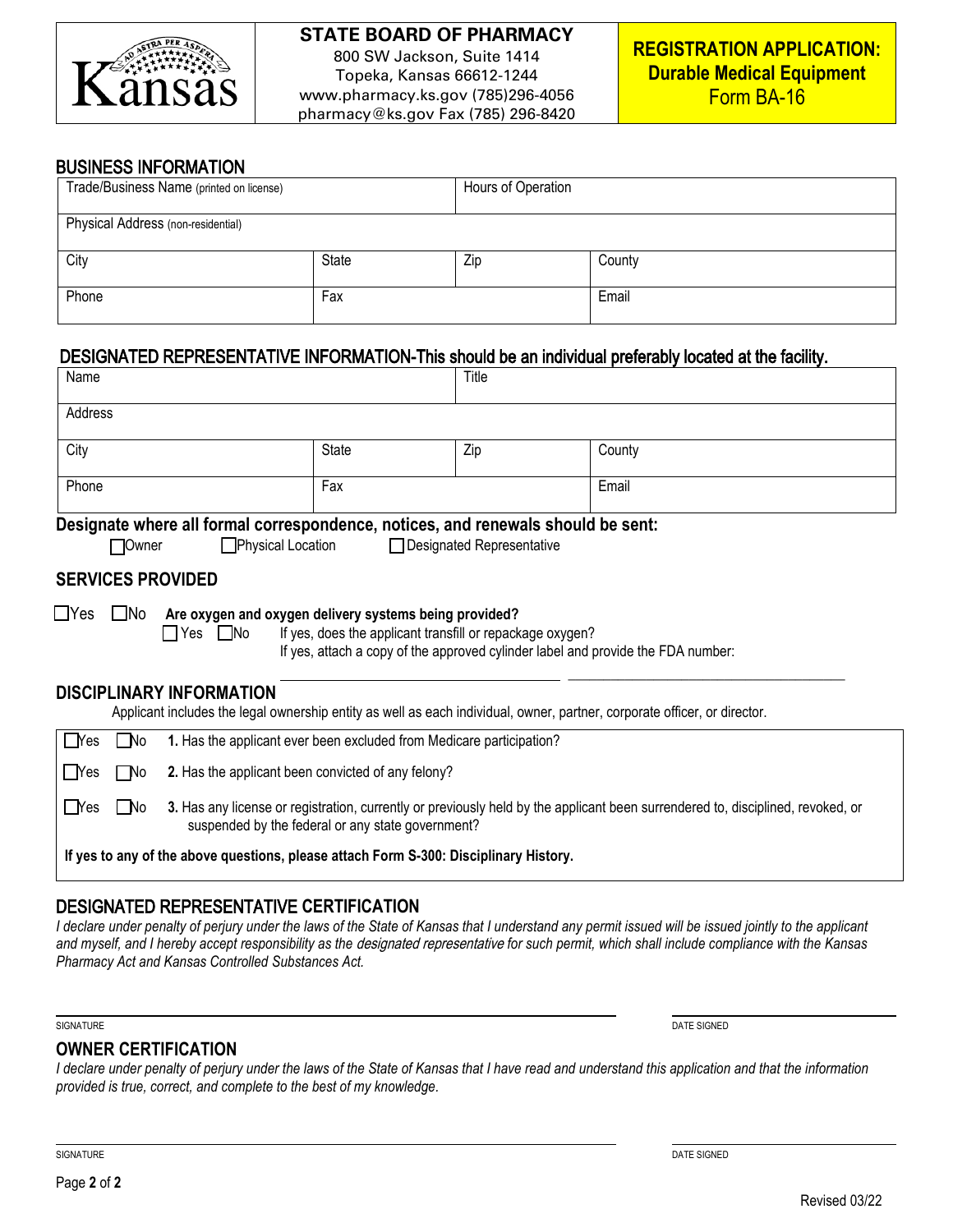Kansas

**STATE BOARD OF PHARMACY**
800 SW Jackson, Suite 1414
Topeka, Kansas 66612-1244
www.pharmacy.ks.gov (785)296-4056
pharmacy@ks.gov Fax (785) 296-8420

**REGISTRATION APPLICATION: Durable Medical Equipment**
Form BA-16

## BUSINESS INFORMATION

| | | | |
|---|---|---|---|
| Trade/Business Name (printed on license) | | Hours of Operation | |
| Physical Address (non-residential) | | | |
| City | State | Zip | County |
| Phone | Fax | | Email |

## DESIGNATED REPRESENTATIVE INFORMATION-This should be an individual preferably located at the facility.

| | | | |
|---|---|---|---|
| Name | | Title | |
| Address | | | |
| City | State | Zip | County |
| Phone | Fax | | Email |

**Designate where all formal correspondence, notices, and renewals should be sent:**

☐ Owner ☐ Physical Location ☐ Designated Representative

## SERVICES PROVIDED

☐ Yes ☐ No **Are oxygen and oxygen delivery systems being provided?**

☐ Yes ☐ No If yes, does the applicant transfill or repackage oxygen?

If yes, attach a copy of the approved cylinder label and provide the FDA number:

______________________ ______________________

## DISCIPLINARY INFORMATION

Applicant includes the legal ownership entity as well as each individual, owner, partner, corporate officer, or director.

☐ Yes ☐ No **1.** Has the applicant ever been excluded from Medicare participation?

☐ Yes ☐ No **2.** Has the applicant been convicted of any felony?

☐ Yes ☐ No **3.** Has any license or registration, currently or previously held by the applicant been surrendered to, disciplined, revoked, or suspended by the federal or any state government?

**If yes to any of the above questions, please attach Form S-300: Disciplinary History.**

## DESIGNATED REPRESENTATIVE CERTIFICATION

*I declare under penalty of perjury under the laws of the State of Kansas that I understand any permit issued will be issued jointly to the applicant and myself, and I hereby accept responsibility as the designated representative for such permit, which shall include compliance with the Kansas Pharmacy Act and Kansas Controlled Substances Act.*

______________________________ ______________________
SIGNATURE DATE SIGNED

## OWNER CERTIFICATION

*I declare under penalty of perjury under the laws of the State of Kansas that I have read and understand this application and that the information provided is true, correct, and complete to the best of my knowledge.*

______________________________ ______________________
SIGNATURE DATE SIGNED

Revised 03/22